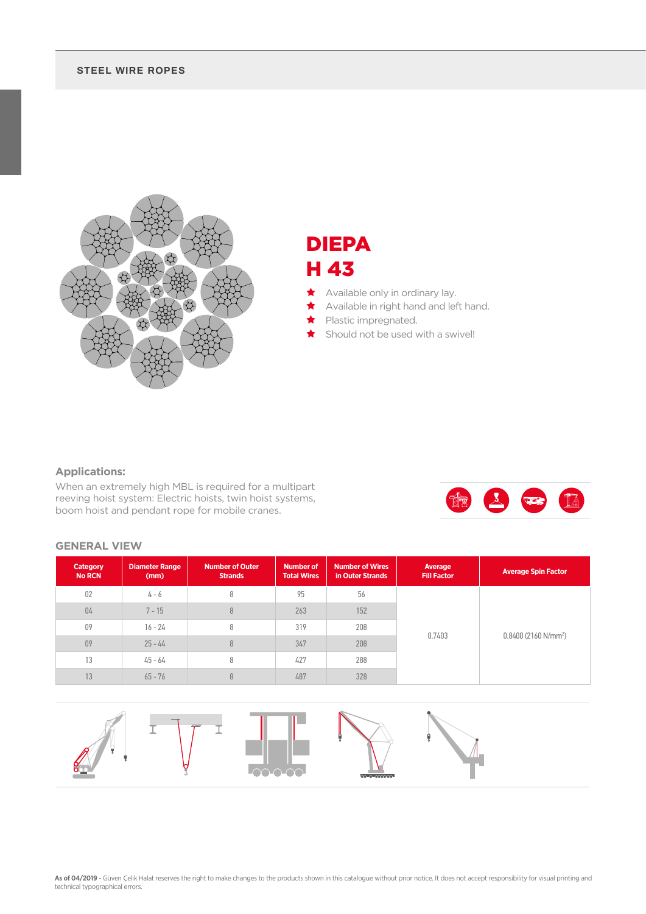# STEEL WIRE ROPES

## DIEPA H 43

- Available only in ordinary lay.
- Available in right hand and left hand.
- Plastic impregnated.
- Should not be used with a swivel!

### Applications:

When an extremely high MBL is required for a multipart reeving hoist system: Electric hoists, twin hoist systems, boom hoist and pendant rope for mobile cranes.

### GENERAL VIEW

| Category No RCN | Diameter Range (mm) | Number of Outer Strands | Number of Total Wires | Number of Wires in Outer Strands | Average Fill Factor | Average Spin Factor |
|---|---|---|---|---|---|---|
| 02 | 4 - 6 | 8 | 95 | 56 | 0.7403 | 0.8400 (2160 N/mm$^2$) |
| 04 | 7 - 15 | 8 | 263 | 152 | | |
| 09 | 16 - 24 | 8 | 319 | 208 | | |
| 09 | 25 - 44 | 8 | 347 | 208 | | |
| 13 | 45 - 64 | 8 | 427 | 288 | | |
| 13 | 65 - 76 | 8 | 487 | 328 | | |

**As of 04/2019** - Güven Çelik Halat reserves the right to make changes to the products shown in this catalogue without prior notice. It does not accept responsibility for visual printing and technical typographical errors.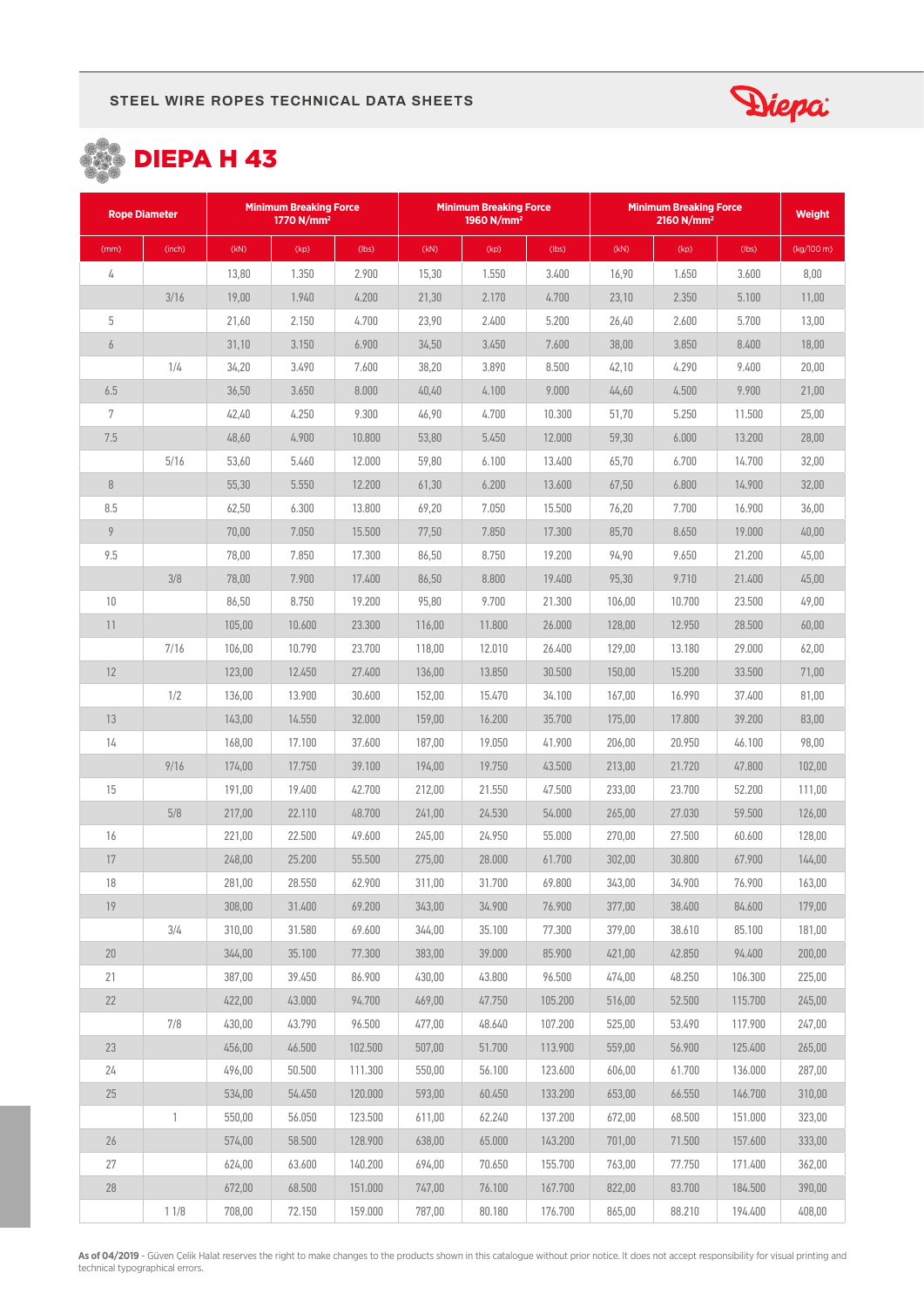# DIEPA H 43

| Rope Diameter | | Minimum Breaking Force 1770 N/mm² | | | Minimum Breaking Force 1960 N/mm² | | | Minimum Breaking Force 2160 N/mm² | | | Weight |
|---|---|---|---|---|---|---|---|---|---|---|---|
| (mm) | (inch) | (kN) | (kp) | (lbs) | (kN) | (kp) | (lbs) | (kN) | (kp) | (lbs) | (kg/100 m) |
| 4 | | 13,80 | 1.350 | 2.900 | 15,30 | 1.550 | 3.400 | 16,90 | 1.650 | 3.600 | 8,00 |
| | 3/16 | 19,00 | 1.940 | 4.200 | 21,30 | 2.170 | 4.700 | 23,10 | 2.350 | 5.100 | 11,00 |
| 5 | | 21,60 | 2.150 | 4.700 | 23,90 | 2.400 | 5.200 | 26,40 | 2.600 | 5.700 | 13,00 |
| 6 | | 31,10 | 3.150 | 6.900 | 34,50 | 3.450 | 7.600 | 38,00 | 3.850 | 8.400 | 18,00 |
| | 1/4 | 34,20 | 3.490 | 7.600 | 38,20 | 3.890 | 8.500 | 42,10 | 4.290 | 9.400 | 20,00 |
| 6.5 | | 36,50 | 3.650 | 8.000 | 40,40 | 4.100 | 9.000 | 44,60 | 4.500 | 9.900 | 21,00 |
| 7 | | 42,40 | 4.250 | 9.300 | 46,90 | 4.700 | 10.300 | 51,70 | 5.250 | 11.500 | 25,00 |
| 7.5 | | 48,60 | 4.900 | 10.800 | 53,80 | 5.450 | 12.000 | 59,30 | 6.000 | 13.200 | 28,00 |
| | 5/16 | 53,60 | 5.460 | 12.000 | 59,80 | 6.100 | 13.400 | 65,70 | 6.700 | 14.700 | 32,00 |
| 8 | | 55,30 | 5.550 | 12.200 | 61,30 | 6.200 | 13.600 | 67,50 | 6.800 | 14.900 | 32,00 |
| 8.5 | | 62,50 | 6.300 | 13.800 | 69,20 | 7.050 | 15.500 | 76,20 | 7.700 | 16.900 | 36,00 |
| 9 | | 70,00 | 7.050 | 15.500 | 77,50 | 7.850 | 17.300 | 85,70 | 8.650 | 19.000 | 40,00 |
| 9.5 | | 78,00 | 7.850 | 17.300 | 86,50 | 8.750 | 19.200 | 94,90 | 9.650 | 21.200 | 45,00 |
| | 3/8 | 78,00 | 7.900 | 17.400 | 86,50 | 8.800 | 19.400 | 95,30 | 9.710 | 21.400 | 45,00 |
| 10 | | 86,50 | 8.750 | 19.200 | 95,80 | 9.700 | 21.300 | 106,00 | 10.700 | 23.500 | 49,00 |
| 11 | | 105,00 | 10.600 | 23.300 | 116,00 | 11.800 | 26.000 | 128,00 | 12.950 | 28.500 | 60,00 |
| | 7/16 | 106,00 | 10.790 | 23.700 | 118,00 | 12.010 | 26.400 | 129,00 | 13.180 | 29.000 | 62,00 |
| 12 | | 123,00 | 12.450 | 27.400 | 136,00 | 13.850 | 30.500 | 150,00 | 15.200 | 33.500 | 71,00 |
| | 1/2 | 136,00 | 13.900 | 30.600 | 152,00 | 15.470 | 34.100 | 167,00 | 16.990 | 37.400 | 81,00 |
| 13 | | 143,00 | 14.550 | 32.000 | 159,00 | 16.200 | 35.700 | 175,00 | 17.800 | 39.200 | 83,00 |
| 14 | | 168,00 | 17.100 | 37.600 | 187,00 | 19.050 | 41.900 | 206,00 | 20.950 | 46.100 | 98,00 |
| | 9/16 | 174,00 | 17.750 | 39.100 | 194,00 | 19.750 | 43.500 | 213,00 | 21.720 | 47.800 | 102,00 |
| 15 | | 191,00 | 19.400 | 42.700 | 212,00 | 21.550 | 47.500 | 233,00 | 23.700 | 52.200 | 111,00 |
| | 5/8 | 217,00 | 22.110 | 48.700 | 241,00 | 24.530 | 54.000 | 265,00 | 27.030 | 59.500 | 126,00 |
| 16 | | 221,00 | 22.500 | 49.600 | 245,00 | 24.950 | 55.000 | 270,00 | 27.500 | 60.600 | 128,00 |
| 17 | | 248,00 | 25.200 | 55.500 | 275,00 | 28.000 | 61.700 | 302,00 | 30.800 | 67.900 | 144,00 |
| 18 | | 281,00 | 28.550 | 62.900 | 311,00 | 31.700 | 69.800 | 343,00 | 34.900 | 76.900 | 163,00 |
| 19 | | 308,00 | 31.400 | 69.200 | 343,00 | 34.900 | 76.900 | 377,00 | 38.400 | 84.600 | 179,00 |
| | 3/4 | 310,00 | 31.580 | 69.600 | 344,00 | 35.100 | 77.300 | 379,00 | 38.610 | 85.100 | 181,00 |
| 20 | | 344,00 | 35.100 | 77.300 | 383,00 | 39.000 | 85.900 | 421,00 | 42.850 | 94.400 | 200,00 |
| 21 | | 387,00 | 39.450 | 86.900 | 430,00 | 43.800 | 96.500 | 474,00 | 48.250 | 106.300 | 225,00 |
| 22 | | 422,00 | 43.000 | 94.700 | 469,00 | 47.750 | 105.200 | 516,00 | 52.500 | 115.700 | 245,00 |
| | 7/8 | 430,00 | 43.790 | 96.500 | 477,00 | 48.640 | 107.200 | 525,00 | 53.490 | 117.900 | 247,00 |
| 23 | | 456,00 | 46.500 | 102.500 | 507,00 | 51.700 | 113.900 | 559,00 | 56.900 | 125.400 | 265,00 |
| 24 | | 496,00 | 50.500 | 111.300 | 550,00 | 56.100 | 123.600 | 606,00 | 61.700 | 136.000 | 287,00 |
| 25 | | 534,00 | 54.450 | 120.000 | 593,00 | 60.450 | 133.200 | 653,00 | 66.550 | 146.700 | 310,00 |
| | 1 | 550,00 | 56.050 | 123.500 | 611,00 | 62.240 | 137.200 | 672,00 | 68.500 | 151.000 | 323,00 |
| 26 | | 574,00 | 58.500 | 128.900 | 638,00 | 65.000 | 143.200 | 701,00 | 71.500 | 157.600 | 333,00 |
| 27 | | 624,00 | 63.600 | 140.200 | 694,00 | 70.650 | 155.700 | 763,00 | 77.750 | 171.400 | 362,00 |
| 28 | | 672,00 | 68.500 | 151.000 | 747,00 | 76.100 | 167.700 | 822,00 | 83.700 | 184.500 | 390,00 |
| | 1 1/8 | 708,00 | 72.150 | 159.000 | 787,00 | 80.180 | 176.700 | 865,00 | 88.210 | 194.400 | 408,00 |

**As of 04/2019** - Güven Çelik Halat reserves the right to make changes to the products shown in this catalogue without prior notice. It does not accept responsibility for visual printing and technical typographical errors.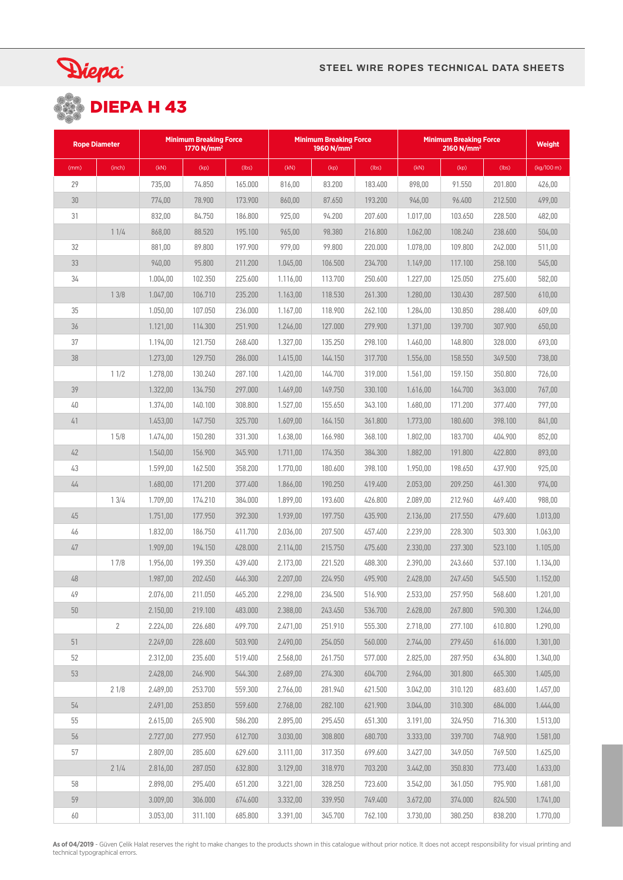# DIEPA H 43

| Rope Diameter | | Minimum Breaking Force 1770 N/mm² | | | Minimum Breaking Force 1960 N/mm² | | | Minimum Breaking Force 2160 N/mm² | | | Weight |
|---|---|---|---|---|---|---|---|---|---|---|---|
| (mm) | (inch) | (kN) | (kp) | (lbs) | (kN) | (kp) | (lbs) | (kN) | (kp) | (lbs) | (kg/100 m) |
| 29 | | 735,00 | 74.850 | 165.000 | 816,00 | 83.200 | 183.400 | 898,00 | 91.550 | 201.800 | 426,00 |
| 30 | | 774,00 | 78.900 | 173.900 | 860,00 | 87.650 | 193.200 | 946,00 | 96.400 | 212.500 | 499,00 |
| 31 | | 832,00 | 84.750 | 186.800 | 925,00 | 94.200 | 207.600 | 1.017,00 | 103.650 | 228.500 | 482,00 |
| | 1 1/4 | 868,00 | 88.520 | 195.100 | 965,00 | 98.380 | 216.800 | 1.062,00 | 108.240 | 238.600 | 504,00 |
| 32 | | 881,00 | 89.800 | 197.900 | 979,00 | 99.800 | 220.000 | 1.078,00 | 109.800 | 242.000 | 511,00 |
| 33 | | 940,00 | 95.800 | 211.200 | 1.045,00 | 106.500 | 234.700 | 1.149,00 | 117.100 | 258.100 | 545,00 |
| 34 | | 1.004,00 | 102.350 | 225.600 | 1.116,00 | 113.700 | 250.600 | 1.227,00 | 125.050 | 275.600 | 582,00 |
| | 1 3/8 | 1.047,00 | 106.710 | 235.200 | 1.163,00 | 118.530 | 261.300 | 1.280,00 | 130.430 | 287.500 | 610,00 |
| 35 | | 1.050,00 | 107.050 | 236.000 | 1.167,00 | 118.900 | 262.100 | 1.284,00 | 130.850 | 288.400 | 609,00 |
| 36 | | 1.121,00 | 114.300 | 251.900 | 1.246,00 | 127.000 | 279.900 | 1.371,00 | 139.700 | 307.900 | 650,00 |
| 37 | | 1.194,00 | 121.750 | 268.400 | 1.327,00 | 135.250 | 298.100 | 1.460,00 | 148.800 | 328.000 | 693,00 |
| 38 | | 1.273,00 | 129.750 | 286.000 | 1.415,00 | 144.150 | 317.700 | 1.556,00 | 158.550 | 349.500 | 738,00 |
| | 1 1/2 | 1.278,00 | 130.240 | 287.100 | 1.420,00 | 144.700 | 319.000 | 1.561,00 | 159.150 | 350.800 | 726,00 |
| 39 | | 1.322,00 | 134.750 | 297.000 | 1.469,00 | 149.750 | 330.100 | 1.616,00 | 164.700 | 363.000 | 767,00 |
| 40 | | 1.374,00 | 140.100 | 308.800 | 1.527,00 | 155.650 | 343.100 | 1.680,00 | 171.200 | 377.400 | 797,00 |
| 41 | | 1.453,00 | 147.750 | 325.700 | 1.609,00 | 164.150 | 361.800 | 1.773,00 | 180.600 | 398.100 | 841,00 |
| | 1 5/8 | 1.474,00 | 150.280 | 331.300 | 1.638,00 | 166.980 | 368.100 | 1.802,00 | 183.700 | 404.900 | 852,00 |
| 42 | | 1.540,00 | 156.900 | 345.900 | 1.711,00 | 174.350 | 384.300 | 1.882,00 | 191.800 | 422.800 | 893,00 |
| 43 | | 1.599,00 | 162.500 | 358.200 | 1.770,00 | 180.600 | 398.100 | 1.950,00 | 198.650 | 437.900 | 925,00 |
| 44 | | 1.680,00 | 171.200 | 377.400 | 1.866,00 | 190.250 | 419.400 | 2.053,00 | 209.250 | 461.300 | 974,00 |
| | 1 3/4 | 1.709,00 | 174.210 | 384.000 | 1.899,00 | 193.600 | 426.800 | 2.089,00 | 212.960 | 469.400 | 988,00 |
| 45 | | 1.751,00 | 177.950 | 392.300 | 1.939,00 | 197.750 | 435.900 | 2.136,00 | 217.550 | 479.600 | 1.013,00 |
| 46 | | 1.832,00 | 186.750 | 411.700 | 2.036,00 | 207.500 | 457.400 | 2.239,00 | 228.300 | 503.300 | 1.063,00 |
| 47 | | 1.909,00 | 194.150 | 428.000 | 2.114,00 | 215.750 | 475.600 | 2.330,00 | 237.300 | 523.100 | 1.105,00 |
| | 1 7/8 | 1.956,00 | 199.350 | 439.400 | 2.173,00 | 221.520 | 488.300 | 2.390,00 | 243.660 | 537.100 | 1.134,00 |
| 48 | | 1.987,00 | 202.450 | 446.300 | 2.207,00 | 224.950 | 495.900 | 2.428,00 | 247.450 | 545.500 | 1.152,00 |
| 49 | | 2.076,00 | 211.050 | 465.200 | 2.298,00 | 234.500 | 516.900 | 2.533,00 | 257.950 | 568.600 | 1.201,00 |
| 50 | | 2.150,00 | 219.100 | 483.000 | 2.388,00 | 243.450 | 536.700 | 2.628,00 | 267.800 | 590.300 | 1.246,00 |
| | 2 | 2.224,00 | 226.680 | 499.700 | 2.471,00 | 251.910 | 555.300 | 2.718,00 | 277.100 | 610.800 | 1.290,00 |
| 51 | | 2.249,00 | 228.600 | 503.900 | 2.490,00 | 254.050 | 560.000 | 2.744,00 | 279.450 | 616.000 | 1.301,00 |
| 52 | | 2.312,00 | 235.600 | 519.400 | 2.568,00 | 261.750 | 577.000 | 2.825,00 | 287.950 | 634.800 | 1.340,00 |
| 53 | | 2.428,00 | 246.900 | 544.300 | 2.689,00 | 274.300 | 604.700 | 2.964,00 | 301.800 | 665.300 | 1.405,00 |
| | 2 1/8 | 2.489,00 | 253.700 | 559.300 | 2.766,00 | 281.940 | 621.500 | 3.042,00 | 310.120 | 683.600 | 1.457,00 |
| 54 | | 2.491,00 | 253.850 | 559.600 | 2.768,00 | 282.100 | 621.900 | 3.044,00 | 310.300 | 684.000 | 1.444,00 |
| 55 | | 2.615,00 | 265.900 | 586.200 | 2.895,00 | 295.450 | 651.300 | 3.191,00 | 324.950 | 716.300 | 1.513,00 |
| 56 | | 2.727,00 | 277.950 | 612.700 | 3.030,00 | 308.800 | 680.700 | 3.333,00 | 339.700 | 748.900 | 1.581,00 |
| 57 | | 2.809,00 | 285.600 | 629.600 | 3.111,00 | 317.350 | 699.600 | 3.427,00 | 349.050 | 769.500 | 1.625,00 |
| | 2 1/4 | 2.816,00 | 287.050 | 632.800 | 3.129,00 | 318.970 | 703.200 | 3.442,00 | 350.830 | 773.400 | 1.633,00 |
| 58 | | 2.898,00 | 295.400 | 651.200 | 3.221,00 | 328.250 | 723.600 | 3.542,00 | 361.050 | 795.900 | 1.681,00 |
| 59 | | 3.009,00 | 306.000 | 674.600 | 3.332,00 | 339.950 | 749.400 | 3.672,00 | 374.000 | 824.500 | 1.741,00 |
| 60 | | 3.053,00 | 311.100 | 685.800 | 3.391,00 | 345.700 | 762.100 | 3.730,00 | 380.250 | 838.200 | 1.770,00 |

**As of 04/2019** - Güven Çelik Halat reserves the right to make changes to the products shown in this catalogue without prior notice. It does not accept responsibility for visual printing and technical typographical errors.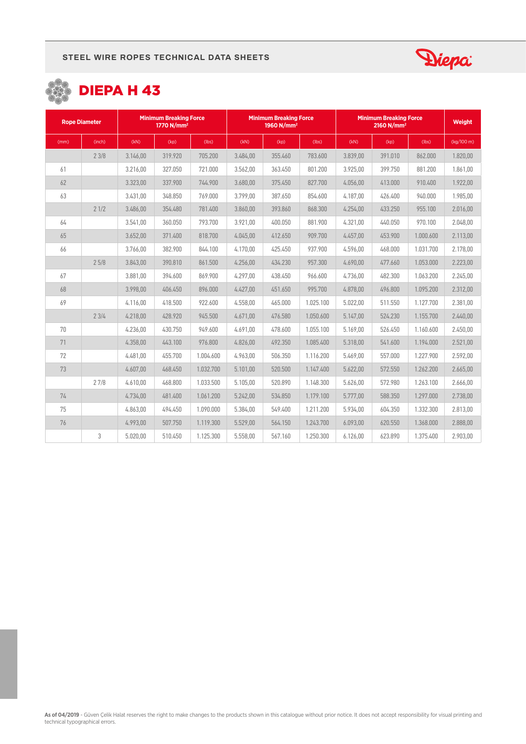# DIEPA H 43

| Rope Diameter | | Minimum Breaking Force 1770 N/mm² | | | Minimum Breaking Force 1960 N/mm² | | | Minimum Breaking Force 2160 N/mm² | | | Weight |
|---|---|---|---|---|---|---|---|---|---|---|---|
| (mm) | (inch) | (kN) | (kp) | (lbs) | (kN) | (kp) | (lbs) | (kN) | (kp) | (lbs) | (kg/100 m) |
| | 2 3/8 | 3.146,00 | 319.920 | 705.200 | 3.484,00 | 355.460 | 783.600 | 3.839,00 | 391.010 | 862.000 | 1.820,00 |
| 61 | | 3.216,00 | 327.050 | 721.000 | 3.562,00 | 363.450 | 801.200 | 3.925,00 | 399.750 | 881.200 | 1.861,00 |
| 62 | | 3.323,00 | 337.900 | 744.900 | 3.680,00 | 375.450 | 827.700 | 4.056,00 | 413.000 | 910.400 | 1.922,00 |
| 63 | | 3.431,00 | 348.850 | 769.000 | 3.799,00 | 387.650 | 854.600 | 4.187,00 | 426.400 | 940.000 | 1.985,00 |
| | 2 1/2 | 3.486,00 | 354.480 | 781.400 | 3.860,00 | 393.860 | 868.300 | 4.254,00 | 433.250 | 955.100 | 2.016,00 |
| 64 | | 3.541,00 | 360.050 | 793.700 | 3.921,00 | 400.050 | 881.900 | 4.321,00 | 440.050 | 970.100 | 2.048,00 |
| 65 | | 3.652,00 | 371.400 | 818.700 | 4.045,00 | 412.650 | 909.700 | 4.457,00 | 453.900 | 1.000.600 | 2.113,00 |
| 66 | | 3.766,00 | 382.900 | 844.100 | 4.170,00 | 425.450 | 937.900 | 4.596,00 | 468.000 | 1.031.700 | 2.178,00 |
| | 2 5/8 | 3.843,00 | 390.810 | 861.500 | 4.256,00 | 434.230 | 957.300 | 4.690,00 | 477.660 | 1.053.000 | 2.223,00 |
| 67 | | 3.881,00 | 394.600 | 869.900 | 4.297,00 | 438.450 | 966.600 | 4.736,00 | 482.300 | 1.063.200 | 2.245,00 |
| 68 | | 3.998,00 | 406.450 | 896.000 | 4.427,00 | 451.650 | 995.700 | 4.878,00 | 496.800 | 1.095.200 | 2.312,00 |
| 69 | | 4.116,00 | 418.500 | 922.600 | 4.558,00 | 465.000 | 1.025.100 | 5.022,00 | 511.550 | 1.127.700 | 2.381,00 |
| | 2 3/4 | 4.218,00 | 428.920 | 945.500 | 4.671,00 | 476.580 | 1.050.600 | 5.147,00 | 524.230 | 1.155.700 | 2.440,00 |
| 70 | | 4.236,00 | 430.750 | 949.600 | 4.691,00 | 478.600 | 1.055.100 | 5.169,00 | 526.450 | 1.160.600 | 2.450,00 |
| 71 | | 4.358,00 | 443.100 | 976.800 | 4.826,00 | 492.350 | 1.085.400 | 5.318,00 | 541.600 | 1.194.000 | 2.521,00 |
| 72 | | 4.481,00 | 455.700 | 1.004.600 | 4.963,00 | 506.350 | 1.116.200 | 5.469,00 | 557.000 | 1.227.900 | 2.592,00 |
| 73 | | 4.607,00 | 468.450 | 1.032.700 | 5.101,00 | 520.500 | 1.147.400 | 5.622,00 | 572.550 | 1.262.200 | 2.665,00 |
| | 2 7/8 | 4.610,00 | 468.800 | 1.033.500 | 5.105,00 | 520.890 | 1.148.300 | 5.626,00 | 572.980 | 1.263.100 | 2.666,00 |
| 74 | | 4.734,00 | 481.400 | 1.061.200 | 5.242,00 | 534.850 | 1.179.100 | 5.777,00 | 588.350 | 1.297.000 | 2.738,00 |
| 75 | | 4.863,00 | 494.450 | 1.090.000 | 5.384,00 | 549.400 | 1.211.200 | 5.934,00 | 604.350 | 1.332.300 | 2.813,00 |
| 76 | | 4.993,00 | 507.750 | 1.119.300 | 5.529,00 | 564.150 | 1.243.700 | 6.093,00 | 620.550 | 1.368.000 | 2.888,00 |
| | 3 | 5.020,00 | 510.450 | 1.125.300 | 5.558,00 | 567.160 | 1.250.300 | 6.126,00 | 623.890 | 1.375.400 | 2.903,00 |

**As of 04/2019** - Güven Çelik Halat reserves the right to make changes to the products shown in this catalogue without prior notice. It does not accept responsibility for visual printing and technical typographical errors.